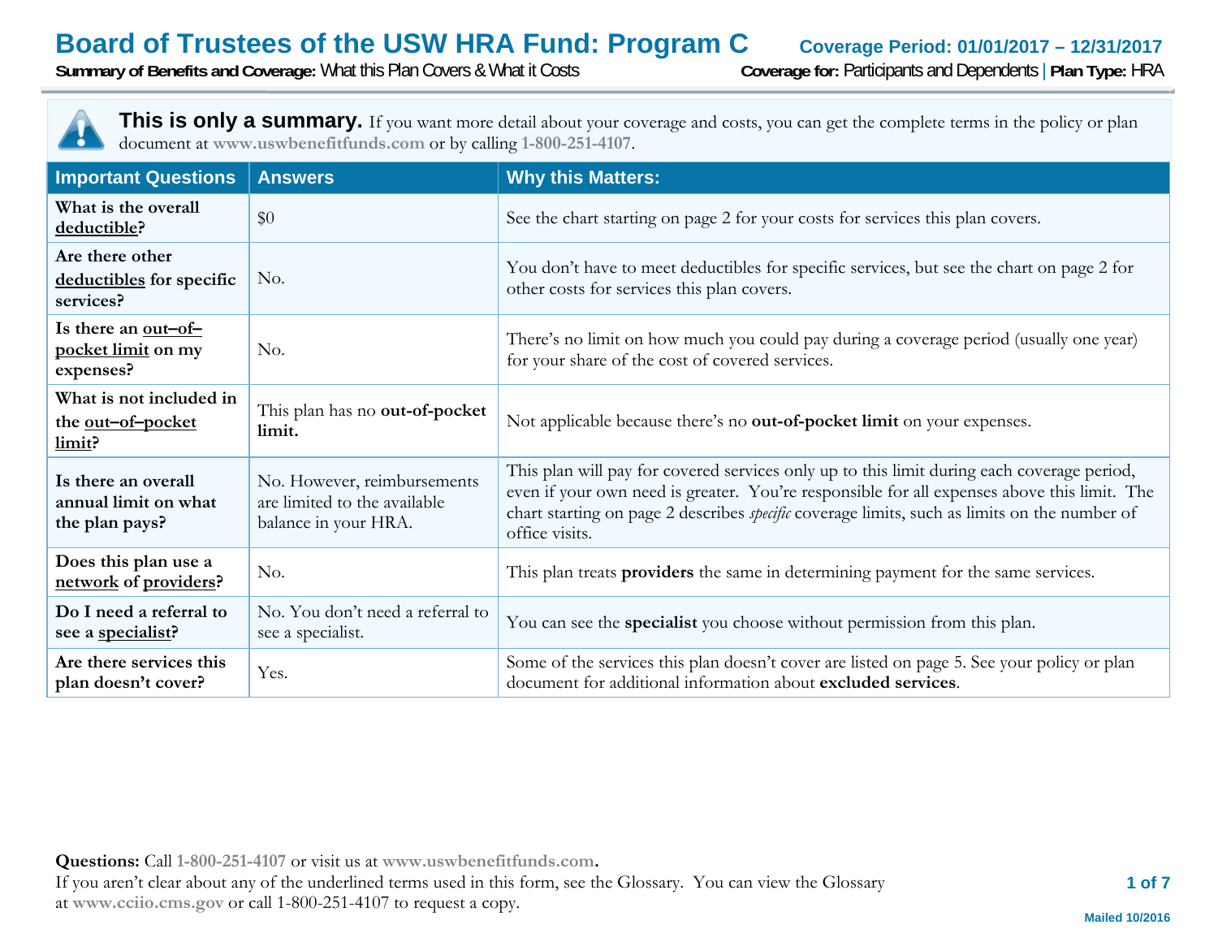# Board of Trustees of the USW HRA Fund: Program C

**Coverage Period: 01/01/2017 – 12/31/2017**

**Summary of Benefits and Coverage:** What this Plan Covers & What it Costs

**Coverage for:** Participants and Dependents | **Plan Type:** HRA

**This is only a summary.** If you want more detail about your coverage and costs, you can get the complete terms in the policy or plan document at www.uswbenefitfunds.com or by calling 1-800-251-4107.

| Important Questions | Answers | Why this Matters: |
|---|---|---|
| **What is the overall deductible?** | $0 | See the chart starting on page 2 for your costs for services this plan covers. |
| **Are there other deductibles for specific services?** | No. | You don't have to meet deductibles for specific services, but see the chart on page 2 for other costs for services this plan covers. |
| **Is there an out–of–pocket limit on my expenses?** | No. | There's no limit on how much you could pay during a coverage period (usually one year) for your share of the cost of covered services. |
| **What is not included in the out–of–pocket limit?** | This plan has no **out-of-pocket limit.** | Not applicable because there's no **out-of-pocket limit** on your expenses. |
| **Is there an overall annual limit on what the plan pays?** | No. However, reimbursements are limited to the available balance in your HRA. | This plan will pay for covered services only up to this limit during each coverage period, even if your own need is greater. You're responsible for all expenses above this limit. The chart starting on page 2 describes *specific* coverage limits, such as limits on the number of office visits. |
| **Does this plan use a network of providers?** | No. | This plan treats **providers** the same in determining payment for the same services. |
| **Do I need a referral to see a specialist?** | No. You don't need a referral to see a specialist. | You can see the **specialist** you choose without permission from this plan. |
| **Are there services this plan doesn't cover?** | Yes. | Some of the services this plan doesn't cover are listed on page 5. See your policy or plan document for additional information about **excluded services**. |

**Questions:** Call 1-800-251-4107 or visit us at www.uswbenefitfunds.com.
If you aren't clear about any of the underlined terms used in this form, see the Glossary. You can view the Glossary at www.cciio.cms.gov or call 1-800-251-4107 to request a copy.

Mailed 10/2016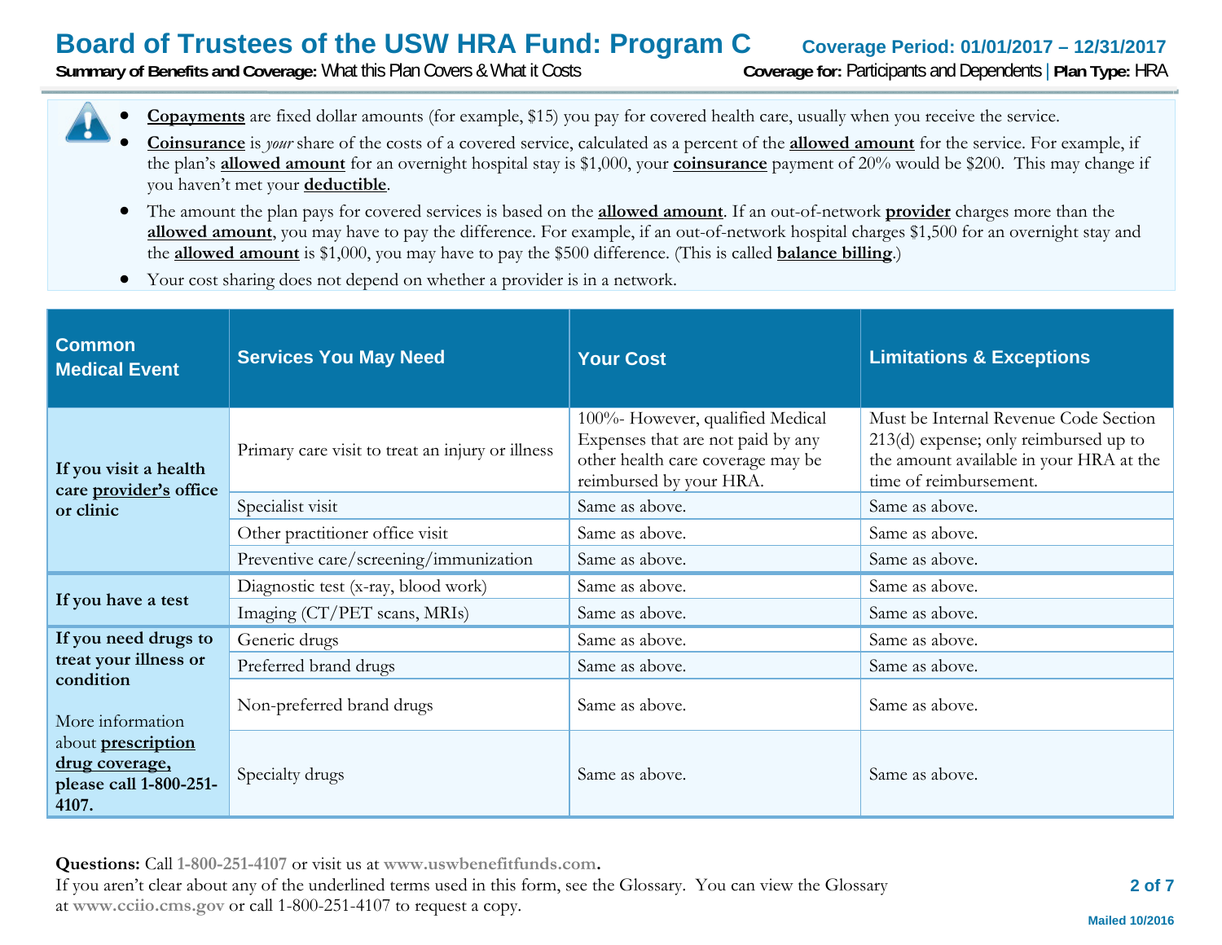- **Copayments** are fixed dollar amounts (for example, $15) you pay for covered health care, usually when you receive the service.
- **Coinsurance** is *your* share of the costs of a covered service, calculated as a percent of the **allowed amount** for the service. For example, if the plan's **allowed amount** for an overnight hospital stay is $1,000, your **coinsurance** payment of 20% would be $200. This may change if you haven't met your **deductible**.
- The amount the plan pays for covered services is based on the **allowed amount**. If an out-of-network **provider** charges more than the **allowed amount**, you may have to pay the difference. For example, if an out-of-network hospital charges $1,500 for an overnight stay and the **allowed amount** is $1,000, you may have to pay the $500 difference. (This is called **balance billing**.)
- Your cost sharing does not depend on whether a provider is in a network.

| Common Medical Event | Services You May Need | Your Cost | Limitations & Exceptions |
|---|---|---|---|
| **If you visit a health care provider's office or clinic** | Primary care visit to treat an injury or illness | 100%- However, qualified Medical Expenses that are not paid by any other health care coverage may be reimbursed by your HRA. | Must be Internal Revenue Code Section 213(d) expense; only reimbursed up to the amount available in your HRA at the time of reimbursement. |
| | Specialist visit | Same as above. | Same as above. |
| | Other practitioner office visit | Same as above. | Same as above. |
| | Preventive care/screening/immunization | Same as above. | Same as above. |
| **If you have a test** | Diagnostic test (x-ray, blood work) | Same as above. | Same as above. |
| | Imaging (CT/PET scans, MRIs) | Same as above. | Same as above. |
| **If you need drugs to treat your illness or condition** More information about **prescription drug coverage, please call 1-800-251-4107.** | Generic drugs | Same as above. | Same as above. |
| | Preferred brand drugs | Same as above. | Same as above. |
| | Non-preferred brand drugs | Same as above. | Same as above. |
| | Specialty drugs | Same as above. | Same as above. |

**Questions:** Call **1-800-251-4107** or visit us at **www.uswbenefitfunds.com**.
If you aren't clear about any of the underlined terms used in this form, see the Glossary. You can view the Glossary at **www.cciio.cms.gov** or call 1-800-251-4107 to request a copy.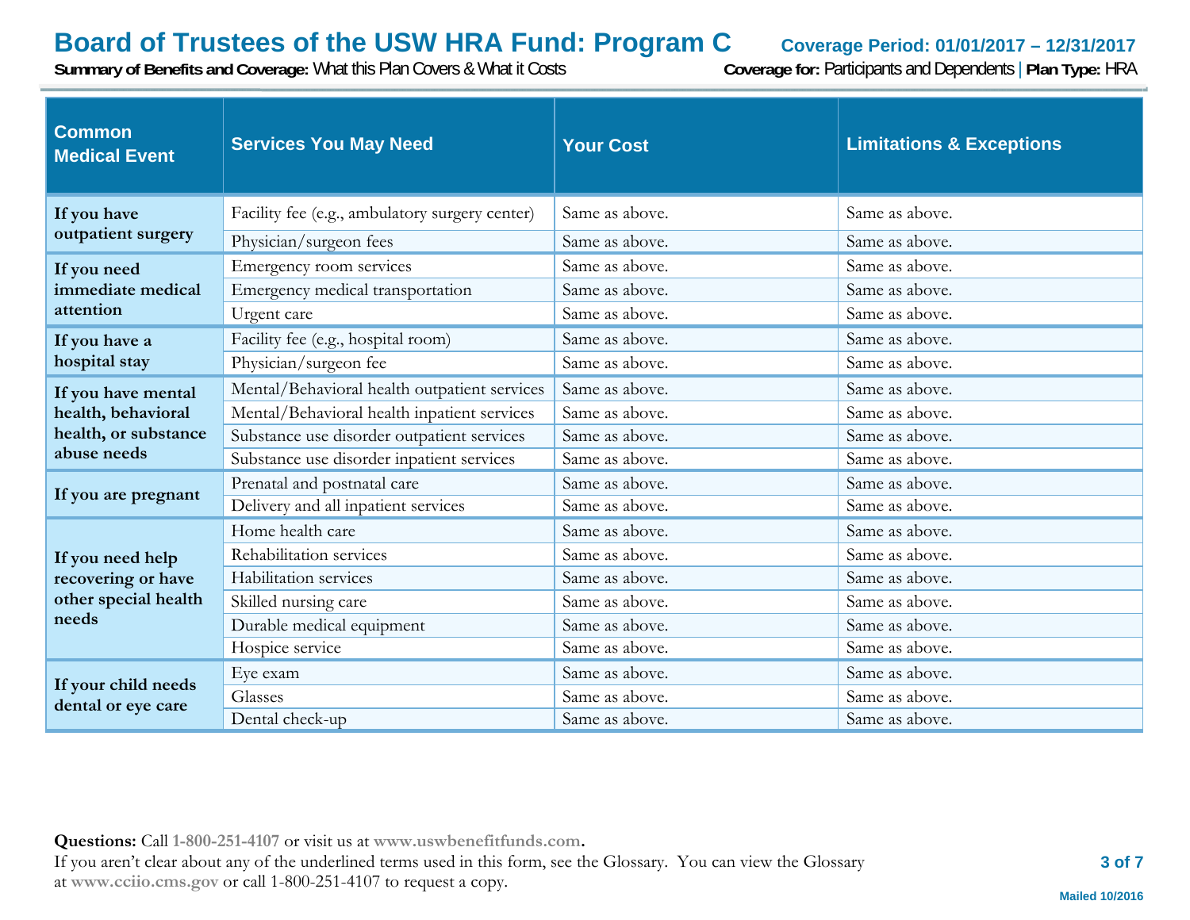| Common Medical Event | Services You May Need | Your Cost | Limitations & Exceptions |
|---|---|---|---|
| If you have outpatient surgery | Facility fee (e.g., ambulatory surgery center) | Same as above. | Same as above. |
| | Physician/surgeon fees | Same as above. | Same as above. |
| If you need immediate medical attention | Emergency room services | Same as above. | Same as above. |
| | Emergency medical transportation | Same as above. | Same as above. |
| | Urgent care | Same as above. | Same as above. |
| If you have a hospital stay | Facility fee (e.g., hospital room) | Same as above. | Same as above. |
| | Physician/surgeon fee | Same as above. | Same as above. |
| If you have mental health, behavioral health, or substance abuse needs | Mental/Behavioral health outpatient services | Same as above. | Same as above. |
| | Mental/Behavioral health inpatient services | Same as above. | Same as above. |
| | Substance use disorder outpatient services | Same as above. | Same as above. |
| | Substance use disorder inpatient services | Same as above. | Same as above. |
| If you are pregnant | Prenatal and postnatal care | Same as above. | Same as above. |
| | Delivery and all inpatient services | Same as above. | Same as above. |
| If you need help recovering or have other special health needs | Home health care | Same as above. | Same as above. |
| | Rehabilitation services | Same as above. | Same as above. |
| | Habilitation services | Same as above. | Same as above. |
| | Skilled nursing care | Same as above. | Same as above. |
| | Durable medical equipment | Same as above. | Same as above. |
| | Hospice service | Same as above. | Same as above. |
| If your child needs dental or eye care | Eye exam | Same as above. | Same as above. |
| | Glasses | Same as above. | Same as above. |
| | Dental check-up | Same as above. | Same as above. |

**Questions:** Call **1-800-251-4107** or visit us at **www.uswbenefitfunds.com**.
If you aren't clear about any of the underlined terms used in this form, see the Glossary. You can view the Glossary at **www.cciio.cms.gov** or call 1-800-251-4107 to request a copy.

Mailed 10/2016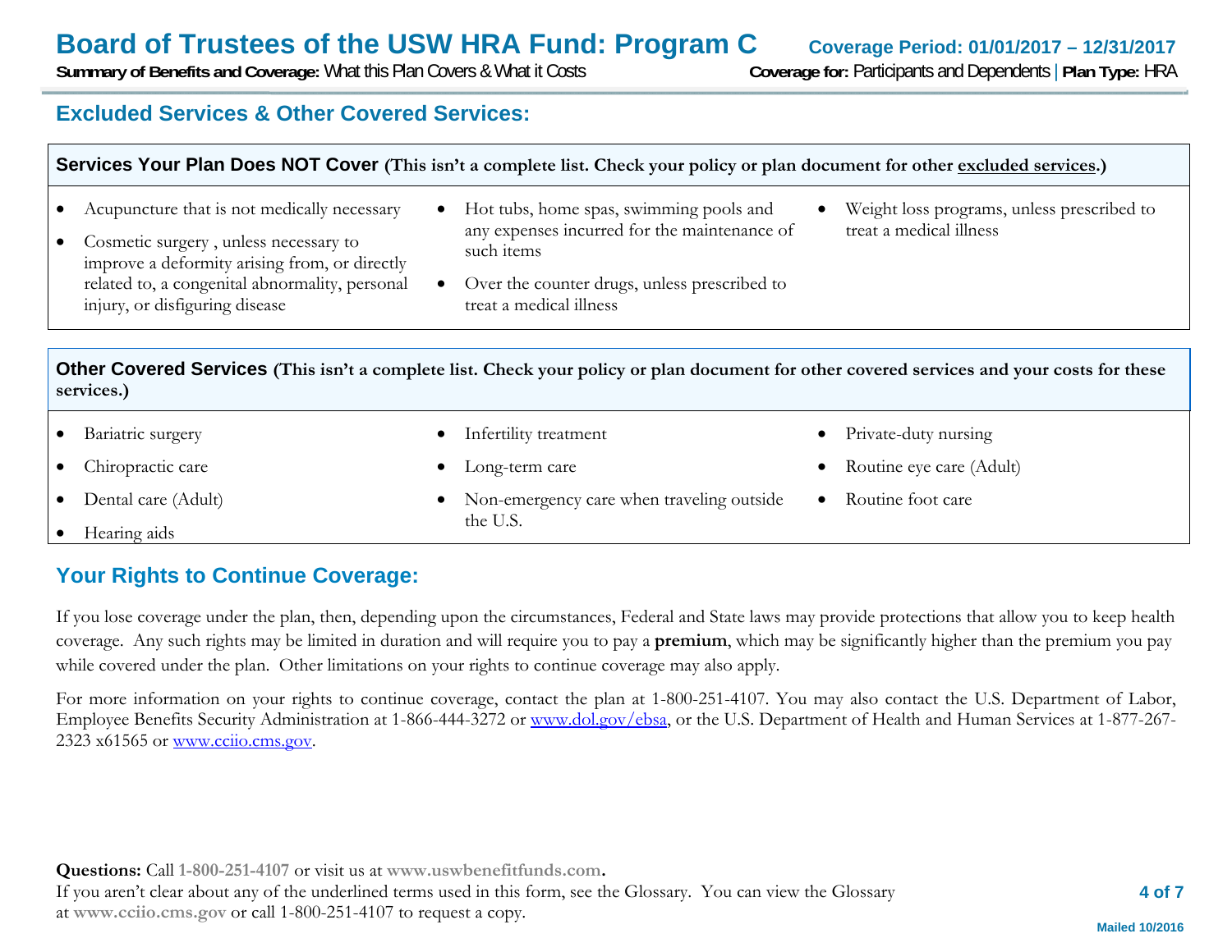## Excluded Services & Other Covered Services:

### Services Your Plan Does NOT Cover (This isn't a complete list. Check your policy or plan document for other excluded services.)

- Acupuncture that is not medically necessary
- Cosmetic surgery , unless necessary to improve a deformity arising from, or directly related to, a congenital abnormality, personal injury, or disfiguring disease
- Hot tubs, home spas, swimming pools and any expenses incurred for the maintenance of such items
- Over the counter drugs, unless prescribed to treat a medical illness
- Weight loss programs, unless prescribed to treat a medical illness

### Other Covered Services (This isn't a complete list. Check your policy or plan document for other covered services and your costs for these services.)

- Bariatric surgery
- Chiropractic care
- Dental care (Adult)
- Hearing aids
- Infertility treatment
- Long-term care
- Non-emergency care when traveling outside the U.S.
- Private-duty nursing
- Routine eye care (Adult)
- Routine foot care

## Your Rights to Continue Coverage:

If you lose coverage under the plan, then, depending upon the circumstances, Federal and State laws may provide protections that allow you to keep health coverage. Any such rights may be limited in duration and will require you to pay a **premium**, which may be significantly higher than the premium you pay while covered under the plan. Other limitations on your rights to continue coverage may also apply.

For more information on your rights to continue coverage, contact the plan at 1-800-251-4107. You may also contact the U.S. Department of Labor, Employee Benefits Security Administration at 1-866-444-3272 or www.dol.gov/ebsa, or the U.S. Department of Health and Human Services at 1-877-267-2323 x61565 or www.cciio.cms.gov.

**Questions:** Call **1-800-251-4107** or visit us at **www.uswbenefitfunds.com**.
If you aren't clear about any of the underlined terms used in this form, see the Glossary. You can view the Glossary at **www.cciio.cms.gov** or call 1-800-251-4107 to request a copy.

Mailed 10/2016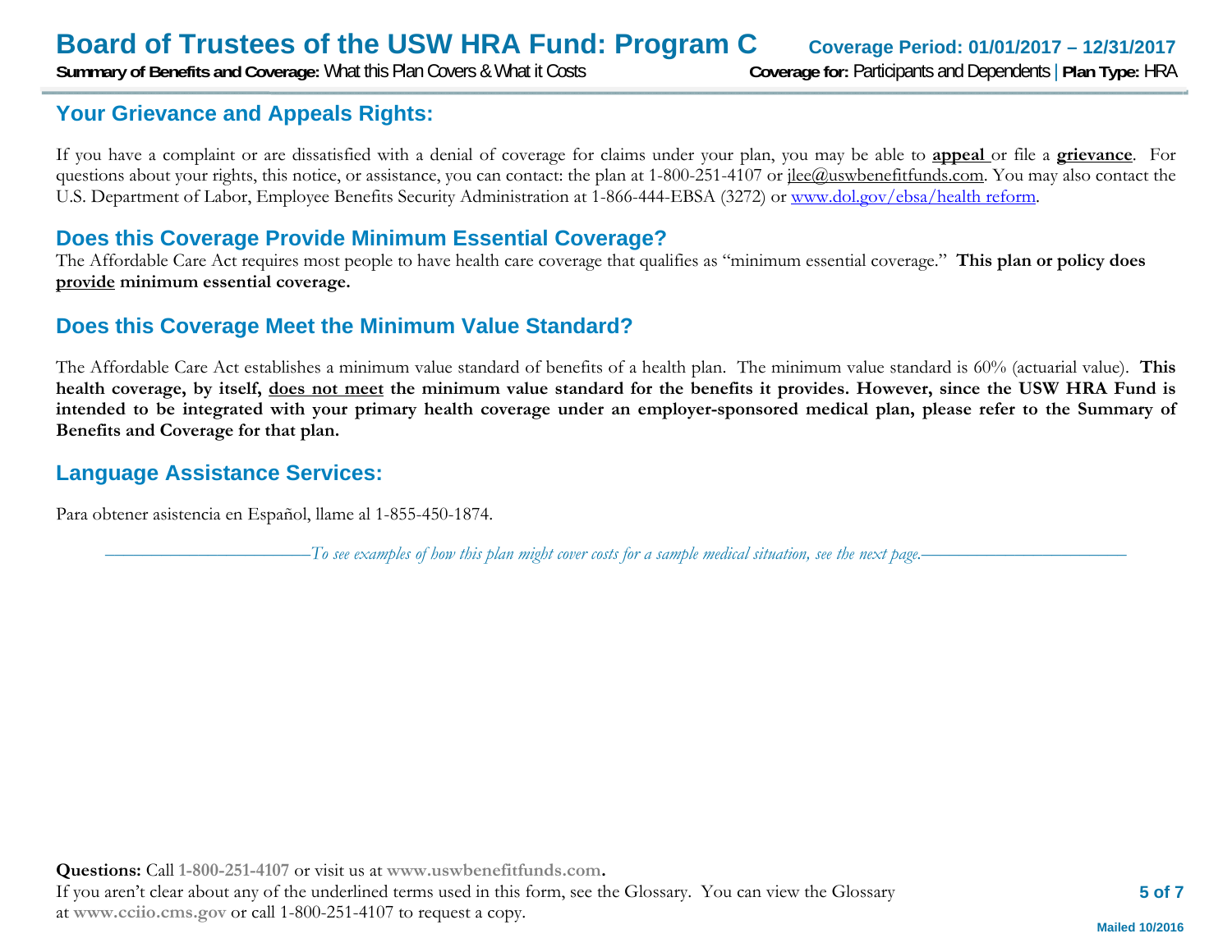## Your Grievance and Appeals Rights:

If you have a complaint or are dissatisfied with a denial of coverage for claims under your plan, you may be able to **appeal** or file a **grievance**. For questions about your rights, this notice, or assistance, you can contact: the plan at 1-800-251-4107 or jlee@uswbenefitfunds.com. You may also contact the U.S. Department of Labor, Employee Benefits Security Administration at 1-866-444-EBSA (3272) or www.dol.gov/ebsa/health reform.

## Does this Coverage Provide Minimum Essential Coverage?

The Affordable Care Act requires most people to have health care coverage that qualifies as "minimum essential coverage." **This plan or policy does provide minimum essential coverage.**

## Does this Coverage Meet the Minimum Value Standard?

The Affordable Care Act establishes a minimum value standard of benefits of a health plan. The minimum value standard is 60% (actuarial value). **This health coverage, by itself, does not meet the minimum value standard for the benefits it provides. However, since the USW HRA Fund is intended to be integrated with your primary health coverage under an employer-sponsored medical plan, please refer to the Summary of Benefits and Coverage for that plan.**

## Language Assistance Services:

Para obtener asistencia en Español, llame al 1-855-450-1874.

*To see examples of how this plan might cover costs for a sample medical situation, see the next page.*

**Questions:** Call **1-800-251-4107** or visit us at **www.uswbenefitfunds.com.**
If you aren't clear about any of the underlined terms used in this form, see the Glossary. You can view the Glossary at **www.cciio.cms.gov** or call 1-800-251-4107 to request a copy.

Mailed 10/2016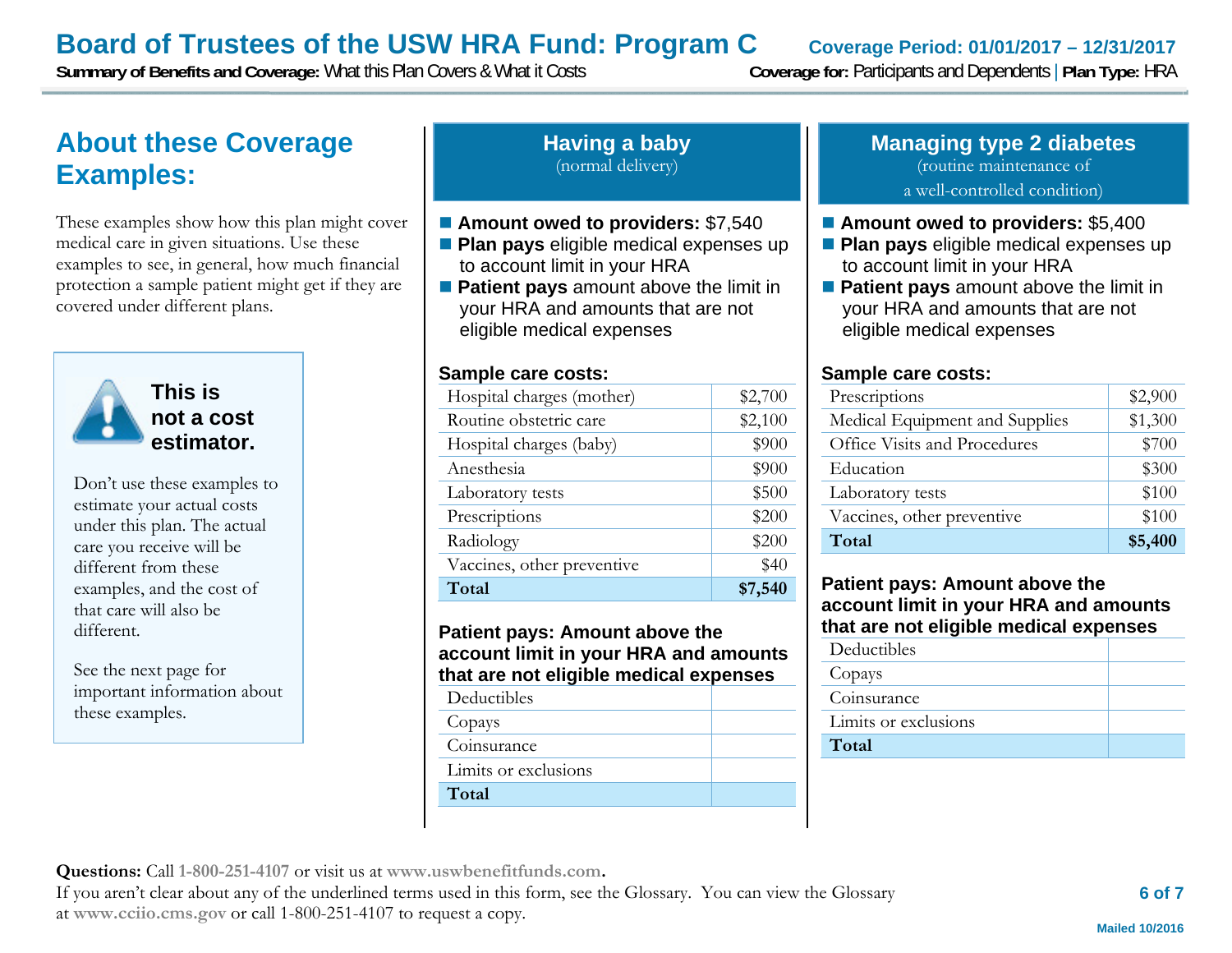## About these Coverage Examples:

These examples show how this plan might cover medical care in given situations. Use these examples to see, in general, how much financial protection a sample patient might get if they are covered under different plans.

**This is not a cost estimator.**

Don't use these examples to estimate your actual costs under this plan. The actual care you receive will be different from these examples, and the cost of that care will also be different.

See the next page for important information about these examples.

## Having a baby
(normal delivery)

- **Amount owed to providers:** $7,540
- **Plan pays** eligible medical expenses up to account limit in your HRA
- **Patient pays** amount above the limit in your HRA and amounts that are not eligible medical expenses

**Sample care costs:**

| | |
|---|---|
| Hospital charges (mother) | $2,700 |
| Routine obstetric care | $2,100 |
| Hospital charges (baby) | $900 |
| Anesthesia | $900 |
| Laboratory tests | $500 |
| Prescriptions | $200 |
| Radiology | $200 |
| Vaccines, other preventive | $40 |
| **Total** | **$7,540** |

**Patient pays: Amount above the account limit in your HRA and amounts that are not eligible medical expenses**

| | |
|---|---|
| Deductibles | |
| Copays | |
| Coinsurance | |
| Limits or exclusions | |
| **Total** | |

## Managing type 2 diabetes
(routine maintenance of a well-controlled condition)

- **Amount owed to providers:** $5,400
- **Plan pays** eligible medical expenses up to account limit in your HRA
- **Patient pays** amount above the limit in your HRA and amounts that are not eligible medical expenses

**Sample care costs:**

| | |
|---|---|
| Prescriptions | $2,900 |
| Medical Equipment and Supplies | $1,300 |
| Office Visits and Procedures | $700 |
| Education | $300 |
| Laboratory tests | $100 |
| Vaccines, other preventive | $100 |
| **Total** | **$5,400** |

**Patient pays: Amount above the account limit in your HRA and amounts that are not eligible medical expenses**

| | |
|---|---|
| Deductibles | |
| Copays | |
| Coinsurance | |
| Limits or exclusions | |
| **Total** | |

**Questions:** Call 1-800-251-4107 or visit us at www.uswbenefitfunds.com.
If you aren't clear about any of the underlined terms used in this form, see the Glossary. You can view the Glossary at www.cciio.cms.gov or call 1-800-251-4107 to request a copy.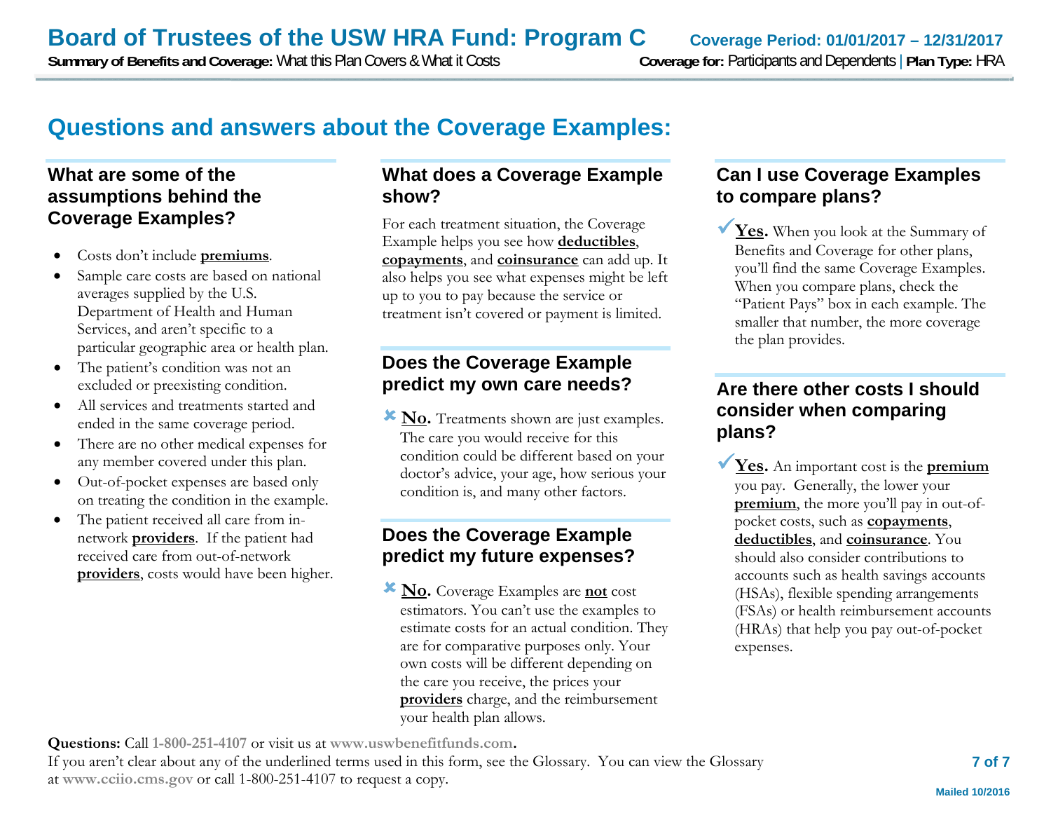# Questions and answers about the Coverage Examples:

## What are some of the assumptions behind the Coverage Examples?

- Costs don't include **premiums**.
- Sample care costs are based on national averages supplied by the U.S. Department of Health and Human Services, and aren't specific to a particular geographic area or health plan.
- The patient's condition was not an excluded or preexisting condition.
- All services and treatments started and ended in the same coverage period.
- There are no other medical expenses for any member covered under this plan.
- Out-of-pocket expenses are based only on treating the condition in the example.
- The patient received all care from in-network **providers**. If the patient had received care from out-of-network **providers**, costs would have been higher.

## What does a Coverage Example show?

For each treatment situation, the Coverage Example helps you see how **deductibles**, **copayments**, and **coinsurance** can add up. It also helps you see what expenses might be left up to you to pay because the service or treatment isn't covered or payment is limited.

## Does the Coverage Example predict my own care needs?

✘ **No.** Treatments shown are just examples. The care you would receive for this condition could be different based on your doctor's advice, your age, how serious your condition is, and many other factors.

## Does the Coverage Example predict my future expenses?

✘ **No.** Coverage Examples are **not** cost estimators. You can't use the examples to estimate costs for an actual condition. They are for comparative purposes only. Your own costs will be different depending on the care you receive, the prices your **providers** charge, and the reimbursement your health plan allows.

## Can I use Coverage Examples to compare plans?

✓ **Yes.** When you look at the Summary of Benefits and Coverage for other plans, you'll find the same Coverage Examples. When you compare plans, check the "Patient Pays" box in each example. The smaller that number, the more coverage the plan provides.

## Are there other costs I should consider when comparing plans?

✓ **Yes.** An important cost is the **premium** you pay. Generally, the lower your **premium**, the more you'll pay in out-of-pocket costs, such as **copayments**, **deductibles**, and **coinsurance**. You should also consider contributions to accounts such as health savings accounts (HSAs), flexible spending arrangements (FSAs) or health reimbursement accounts (HRAs) that help you pay out-of-pocket expenses.

**Questions:** Call **1-800-251-4107** or visit us at **www.uswbenefitfunds.com.**
If you aren't clear about any of the underlined terms used in this form, see the Glossary. You can view the Glossary at **www.cciio.cms.gov** or call 1-800-251-4107 to request a copy.

Mailed 10/2016